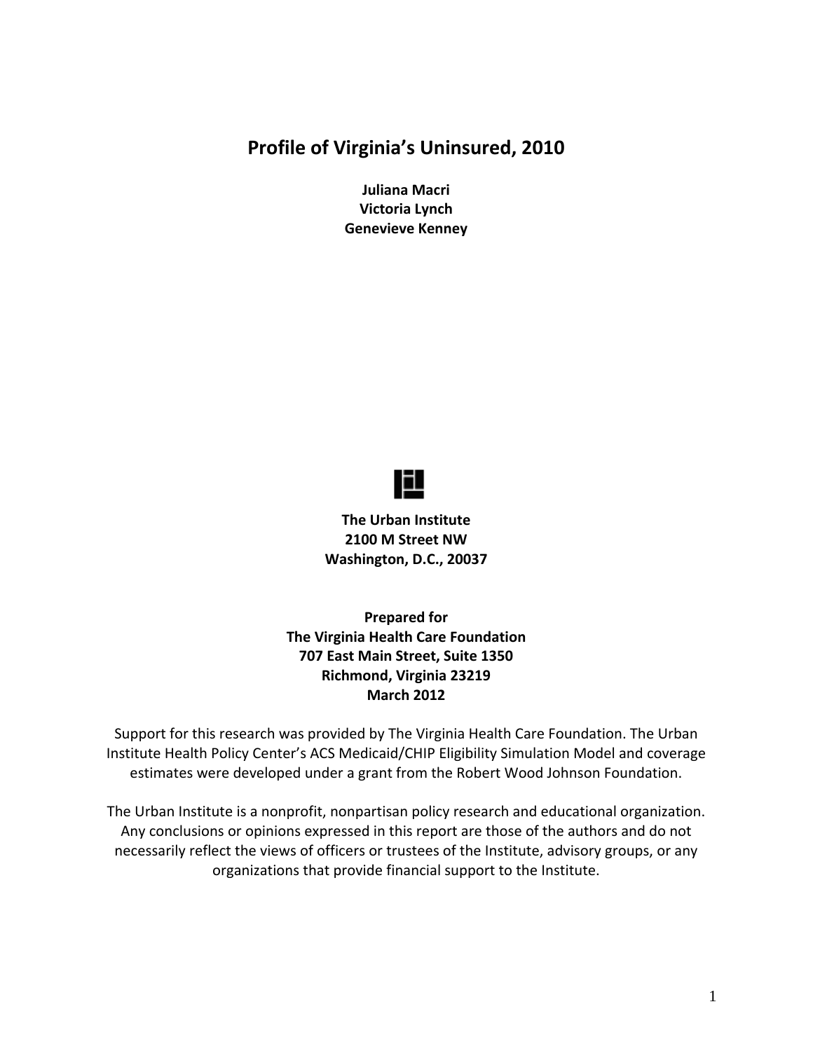# Profile of Virginia's Uninsured, 2010

**Juliana Macri**
**Victoria Lynch**
**Genevieve Kenney**

**The Urban Institute**
**2100 M Street NW**
**Washington, D.C., 20037**

**Prepared for**
**The Virginia Health Care Foundation**
**707 East Main Street, Suite 1350**
**Richmond, Virginia 23219**
**March 2012**

Support for this research was provided by The Virginia Health Care Foundation. The Urban Institute Health Policy Center's ACS Medicaid/CHIP Eligibility Simulation Model and coverage estimates were developed under a grant from the Robert Wood Johnson Foundation.

The Urban Institute is a nonprofit, nonpartisan policy research and educational organization. Any conclusions or opinions expressed in this report are those of the authors and do not necessarily reflect the views of officers or trustees of the Institute, advisory groups, or any organizations that provide financial support to the Institute.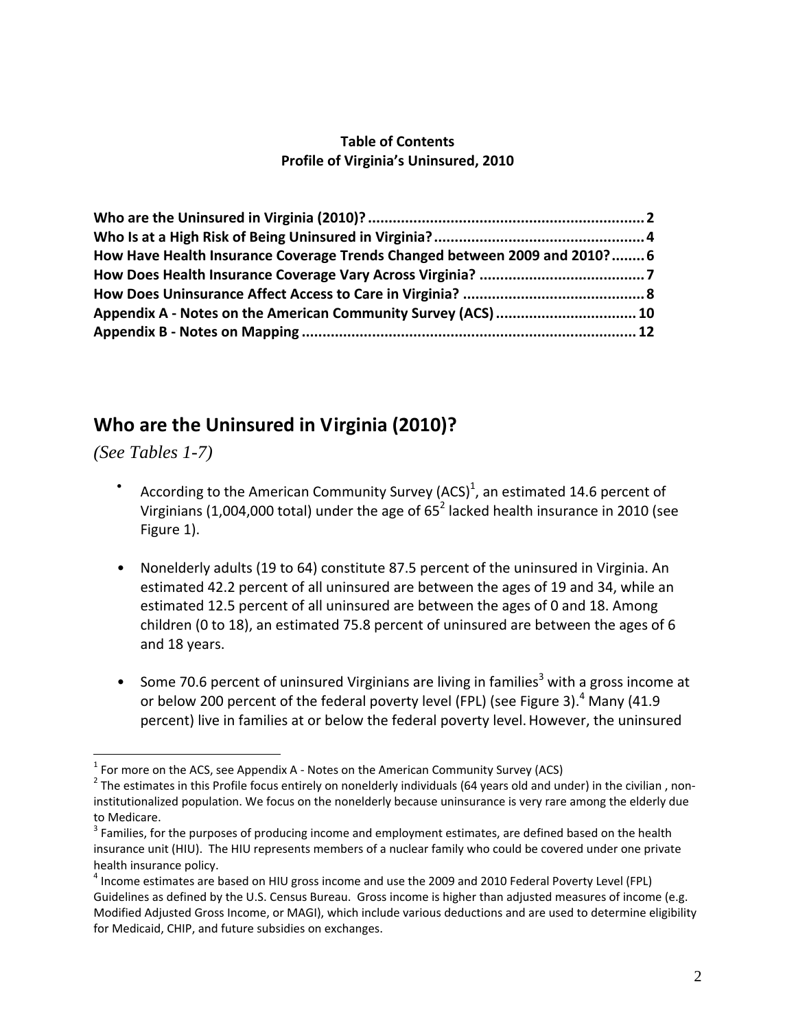**Table of Contents**
**Profile of Virginia's Uninsured, 2010**

**Who are the Uninsured in Virginia (2010)? ........ 2**
**Who Is at a High Risk of Being Uninsured in Virginia? ........ 4**
**How Have Health Insurance Coverage Trends Changed between 2009 and 2010? ........ 6**
**How Does Health Insurance Coverage Vary Across Virginia? ........ 7**
**How Does Uninsurance Affect Access to Care in Virginia? ........ 8**
**Appendix A - Notes on the American Community Survey (ACS) ........ 10**
**Appendix B - Notes on Mapping ........ 12**

## Who are the Uninsured in Virginia (2010)?

*(See Tables 1-7)*

- According to the American Community Survey (ACS)[1], an estimated 14.6 percent of Virginians (1,004,000 total) under the age of 65[2] lacked health insurance in 2010 (see Figure 1).

- Nonelderly adults (19 to 64) constitute 87.5 percent of the uninsured in Virginia. An estimated 42.2 percent of all uninsured are between the ages of 19 and 34, while an estimated 12.5 percent of all uninsured are between the ages of 0 and 18. Among children (0 to 18), an estimated 75.8 percent of uninsured are between the ages of 6 and 18 years.

- Some 70.6 percent of uninsured Virginians are living in families[3] with a gross income at or below 200 percent of the federal poverty level (FPL) (see Figure 3).[4] Many (41.9 percent) live in families at or below the federal poverty level. However, the uninsured

---

[1] For more on the ACS, see Appendix A - Notes on the American Community Survey (ACS)

[2] The estimates in this Profile focus entirely on nonelderly individuals (64 years old and under) in the civilian , non-institutionalized population. We focus on the nonelderly because uninsurance is very rare among the elderly due to Medicare.

[3] Families, for the purposes of producing income and employment estimates, are defined based on the health insurance unit (HIU). The HIU represents members of a nuclear family who could be covered under one private health insurance policy.

[4] Income estimates are based on HIU gross income and use the 2009 and 2010 Federal Poverty Level (FPL) Guidelines as defined by the U.S. Census Bureau. Gross income is higher than adjusted measures of income (e.g. Modified Adjusted Gross Income, or MAGI), which include various deductions and are used to determine eligibility for Medicaid, CHIP, and future subsidies on exchanges.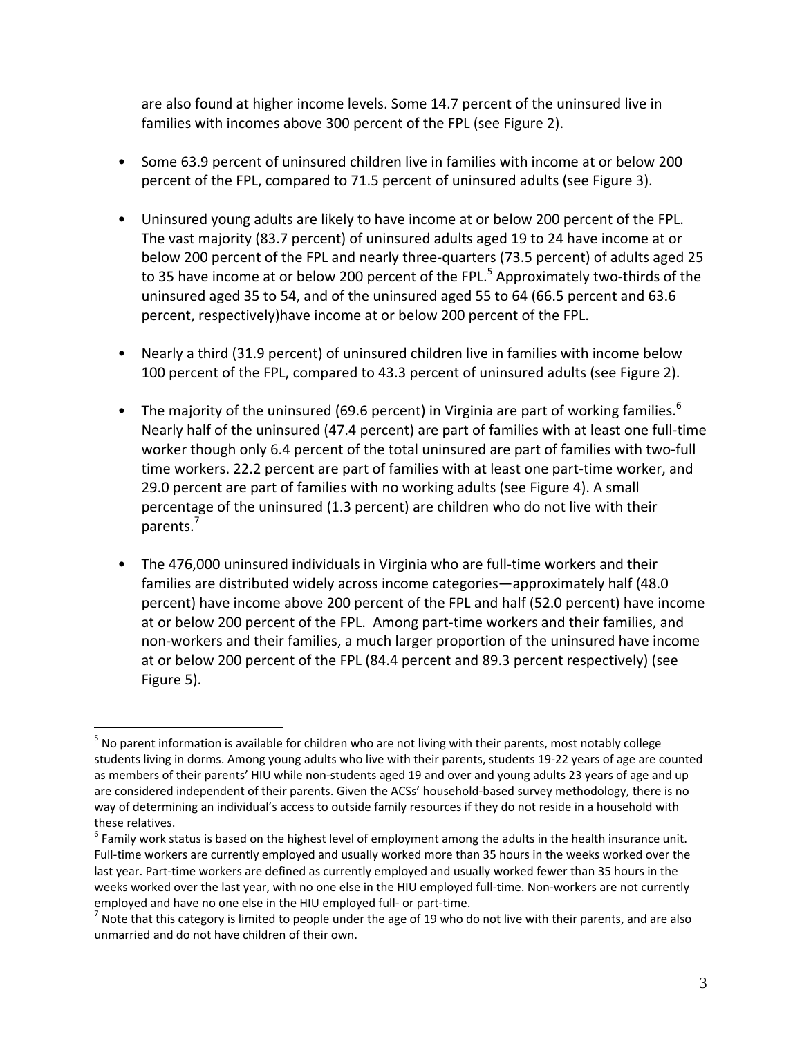are also found at higher income levels. Some 14.7 percent of the uninsured live in families with incomes above 300 percent of the FPL (see Figure 2).

- Some 63.9 percent of uninsured children live in families with income at or below 200 percent of the FPL, compared to 71.5 percent of uninsured adults (see Figure 3).

- Uninsured young adults are likely to have income at or below 200 percent of the FPL. The vast majority (83.7 percent) of uninsured adults aged 19 to 24 have income at or below 200 percent of the FPL and nearly three-quarters (73.5 percent) of adults aged 25 to 35 have income at or below 200 percent of the FPL.[5] Approximately two-thirds of the uninsured aged 35 to 54, and of the uninsured aged 55 to 64 (66.5 percent and 63.6 percent, respectively)have income at or below 200 percent of the FPL.

- Nearly a third (31.9 percent) of uninsured children live in families with income below 100 percent of the FPL, compared to 43.3 percent of uninsured adults (see Figure 2).

- The majority of the uninsured (69.6 percent) in Virginia are part of working families.[6] Nearly half of the uninsured (47.4 percent) are part of families with at least one full-time worker though only 6.4 percent of the total uninsured are part of families with two-full time workers. 22.2 percent are part of families with at least one part-time worker, and 29.0 percent are part of families with no working adults (see Figure 4). A small percentage of the uninsured (1.3 percent) are children who do not live with their parents.[7]

- The 476,000 uninsured individuals in Virginia who are full-time workers and their families are distributed widely across income categories—approximately half (48.0 percent) have income above 200 percent of the FPL and half (52.0 percent) have income at or below 200 percent of the FPL. Among part-time workers and their families, and non-workers and their families, a much larger proportion of the uninsured have income at or below 200 percent of the FPL (84.4 percent and 89.3 percent respectively) (see Figure 5).

---

[5] No parent information is available for children who are not living with their parents, most notably college students living in dorms. Among young adults who live with their parents, students 19-22 years of age are counted as members of their parents' HIU while non-students aged 19 and over and young adults 23 years of age and up are considered independent of their parents. Given the ACSs' household-based survey methodology, there is no way of determining an individual's access to outside family resources if they do not reside in a household with these relatives.

[6] Family work status is based on the highest level of employment among the adults in the health insurance unit. Full-time workers are currently employed and usually worked more than 35 hours in the weeks worked over the last year. Part-time workers are defined as currently employed and usually worked fewer than 35 hours in the weeks worked over the last year, with no one else in the HIU employed full-time. Non-workers are not currently employed and have no one else in the HIU employed full- or part-time.

[7] Note that this category is limited to people under the age of 19 who do not live with their parents, and are also unmarried and do not have children of their own.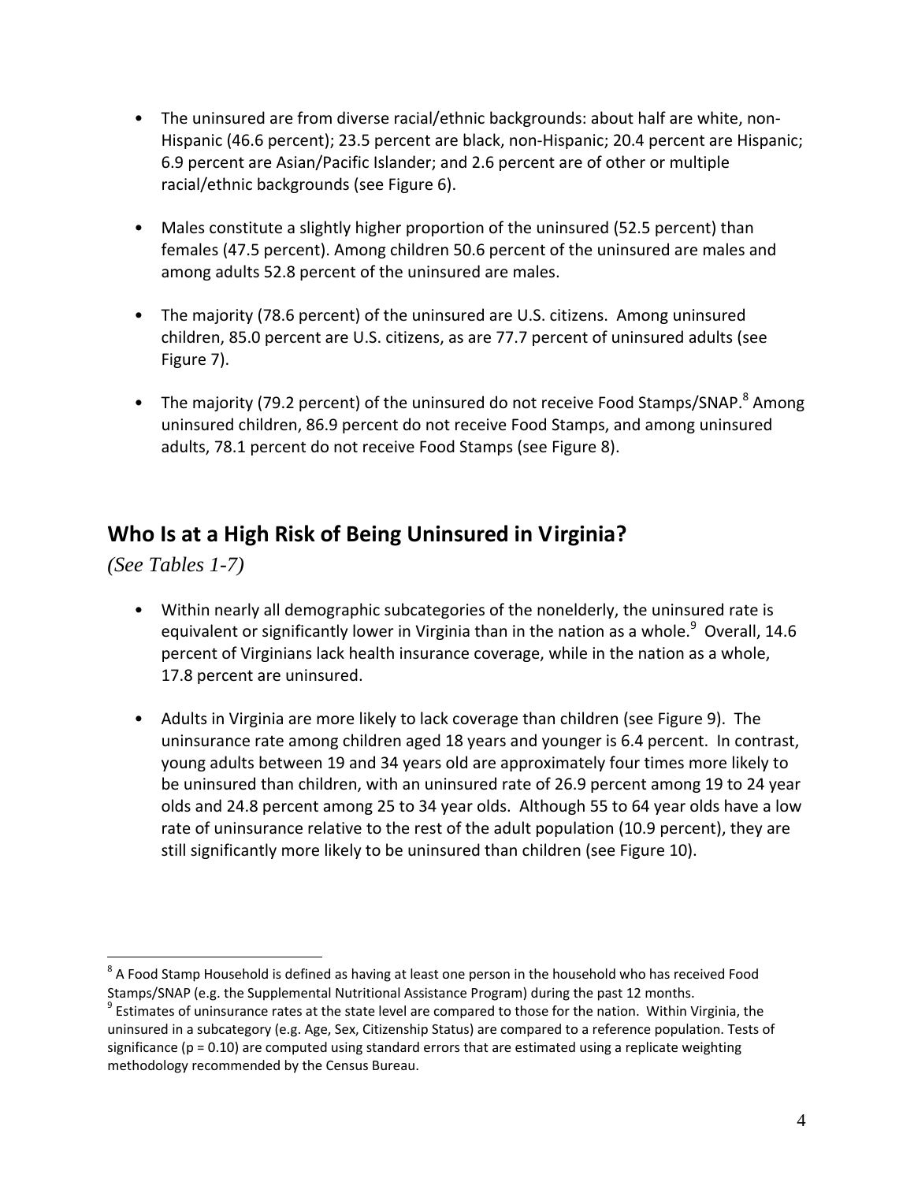- The uninsured are from diverse racial/ethnic backgrounds: about half are white, non-Hispanic (46.6 percent); 23.5 percent are black, non-Hispanic; 20.4 percent are Hispanic; 6.9 percent are Asian/Pacific Islander; and 2.6 percent are of other or multiple racial/ethnic backgrounds (see Figure 6).

- Males constitute a slightly higher proportion of the uninsured (52.5 percent) than females (47.5 percent). Among children 50.6 percent of the uninsured are males and among adults 52.8 percent of the uninsured are males.

- The majority (78.6 percent) of the uninsured are U.S. citizens. Among uninsured children, 85.0 percent are U.S. citizens, as are 77.7 percent of uninsured adults (see Figure 7).

- The majority (79.2 percent) of the uninsured do not receive Food Stamps/SNAP.[8] Among uninsured children, 86.9 percent do not receive Food Stamps, and among uninsured adults, 78.1 percent do not receive Food Stamps (see Figure 8).

## Who Is at a High Risk of Being Uninsured in Virginia?

*(See Tables 1-7)*

- Within nearly all demographic subcategories of the nonelderly, the uninsured rate is equivalent or significantly lower in Virginia than in the nation as a whole.[9] Overall, 14.6 percent of Virginians lack health insurance coverage, while in the nation as a whole, 17.8 percent are uninsured.

- Adults in Virginia are more likely to lack coverage than children (see Figure 9). The uninsurance rate among children aged 18 years and younger is 6.4 percent. In contrast, young adults between 19 and 34 years old are approximately four times more likely to be uninsured than children, with an uninsured rate of 26.9 percent among 19 to 24 year olds and 24.8 percent among 25 to 34 year olds. Although 55 to 64 year olds have a low rate of uninsurance relative to the rest of the adult population (10.9 percent), they are still significantly more likely to be uninsured than children (see Figure 10).

---

[8] A Food Stamp Household is defined as having at least one person in the household who has received Food Stamps/SNAP (e.g. the Supplemental Nutritional Assistance Program) during the past 12 months.

[9] Estimates of uninsurance rates at the state level are compared to those for the nation. Within Virginia, the uninsured in a subcategory (e.g. Age, Sex, Citizenship Status) are compared to a reference population. Tests of significance ($p = 0.10$) are computed using standard errors that are estimated using a replicate weighting methodology recommended by the Census Bureau.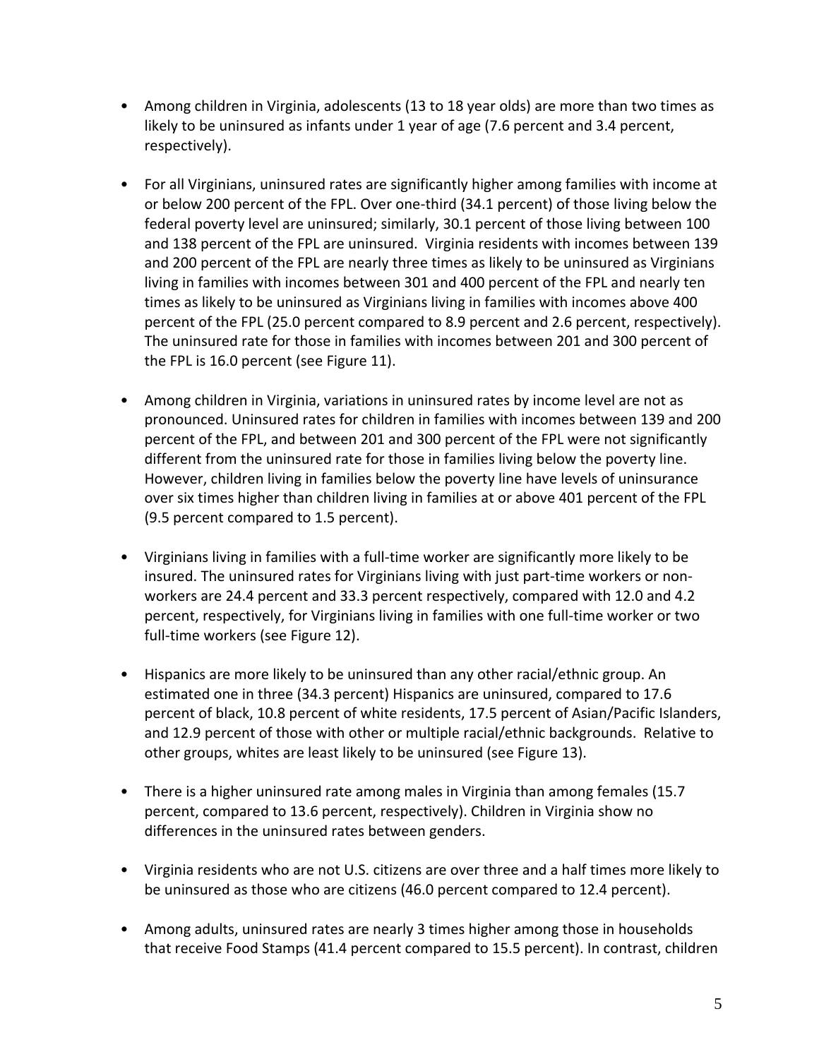- Among children in Virginia, adolescents (13 to 18 year olds) are more than two times as likely to be uninsured as infants under 1 year of age (7.6 percent and 3.4 percent, respectively).

- For all Virginians, uninsured rates are significantly higher among families with income at or below 200 percent of the FPL. Over one-third (34.1 percent) of those living below the federal poverty level are uninsured; similarly, 30.1 percent of those living between 100 and 138 percent of the FPL are uninsured. Virginia residents with incomes between 139 and 200 percent of the FPL are nearly three times as likely to be uninsured as Virginians living in families with incomes between 301 and 400 percent of the FPL and nearly ten times as likely to be uninsured as Virginians living in families with incomes above 400 percent of the FPL (25.0 percent compared to 8.9 percent and 2.6 percent, respectively). The uninsured rate for those in families with incomes between 201 and 300 percent of the FPL is 16.0 percent (see Figure 11).

- Among children in Virginia, variations in uninsured rates by income level are not as pronounced. Uninsured rates for children in families with incomes between 139 and 200 percent of the FPL, and between 201 and 300 percent of the FPL were not significantly different from the uninsured rate for those in families living below the poverty line. However, children living in families below the poverty line have levels of uninsurance over six times higher than children living in families at or above 401 percent of the FPL (9.5 percent compared to 1.5 percent).

- Virginians living in families with a full-time worker are significantly more likely to be insured. The uninsured rates for Virginians living with just part-time workers or non-workers are 24.4 percent and 33.3 percent respectively, compared with 12.0 and 4.2 percent, respectively, for Virginians living in families with one full-time worker or two full-time workers (see Figure 12).

- Hispanics are more likely to be uninsured than any other racial/ethnic group. An estimated one in three (34.3 percent) Hispanics are uninsured, compared to 17.6 percent of black, 10.8 percent of white residents, 17.5 percent of Asian/Pacific Islanders, and 12.9 percent of those with other or multiple racial/ethnic backgrounds. Relative to other groups, whites are least likely to be uninsured (see Figure 13).

- There is a higher uninsured rate among males in Virginia than among females (15.7 percent, compared to 13.6 percent, respectively). Children in Virginia show no differences in the uninsured rates between genders.

- Virginia residents who are not U.S. citizens are over three and a half times more likely to be uninsured as those who are citizens (46.0 percent compared to 12.4 percent).

- Among adults, uninsured rates are nearly 3 times higher among those in households that receive Food Stamps (41.4 percent compared to 15.5 percent). In contrast, children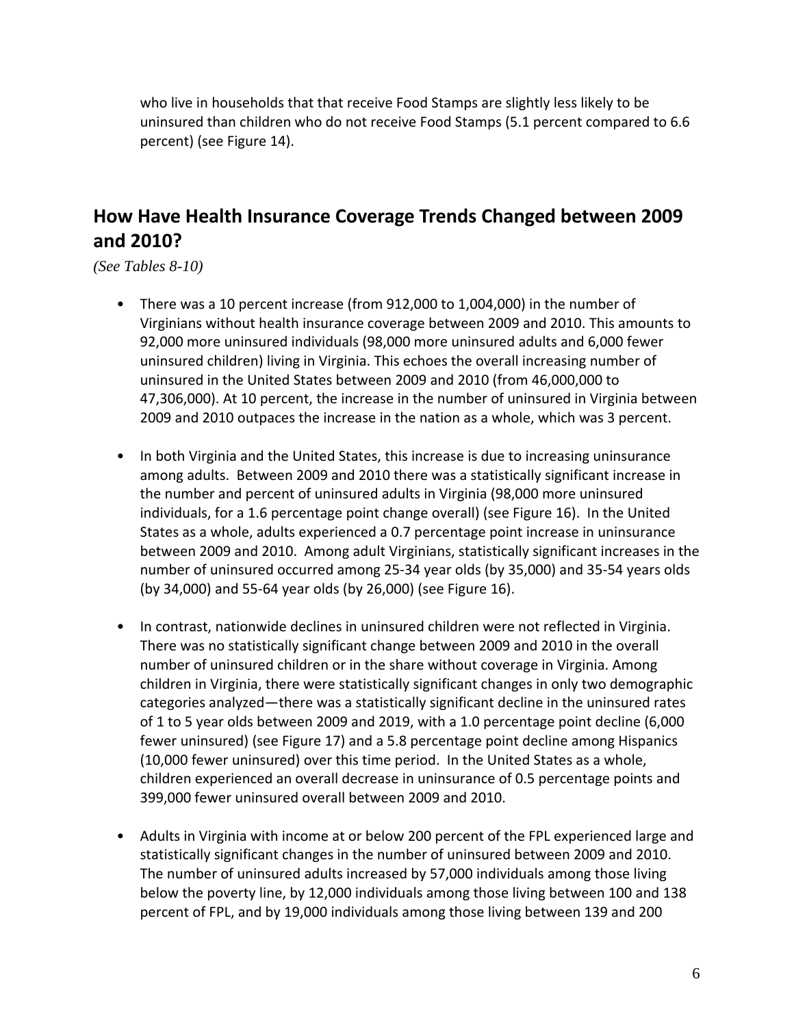who live in households that that receive Food Stamps are slightly less likely to be uninsured than children who do not receive Food Stamps (5.1 percent compared to 6.6 percent) (see Figure 14).

## How Have Health Insurance Coverage Trends Changed between 2009 and 2010?

*(See Tables 8-10)*

- There was a 10 percent increase (from 912,000 to 1,004,000) in the number of Virginians without health insurance coverage between 2009 and 2010. This amounts to 92,000 more uninsured individuals (98,000 more uninsured adults and 6,000 fewer uninsured children) living in Virginia. This echoes the overall increasing number of uninsured in the United States between 2009 and 2010 (from 46,000,000 to 47,306,000). At 10 percent, the increase in the number of uninsured in Virginia between 2009 and 2010 outpaces the increase in the nation as a whole, which was 3 percent.

- In both Virginia and the United States, this increase is due to increasing uninsurance among adults. Between 2009 and 2010 there was a statistically significant increase in the number and percent of uninsured adults in Virginia (98,000 more uninsured individuals, for a 1.6 percentage point change overall) (see Figure 16). In the United States as a whole, adults experienced a 0.7 percentage point increase in uninsurance between 2009 and 2010. Among adult Virginians, statistically significant increases in the number of uninsured occurred among 25-34 year olds (by 35,000) and 35-54 years olds (by 34,000) and 55-64 year olds (by 26,000) (see Figure 16).

- In contrast, nationwide declines in uninsured children were not reflected in Virginia. There was no statistically significant change between 2009 and 2010 in the overall number of uninsured children or in the share without coverage in Virginia. Among children in Virginia, there were statistically significant changes in only two demographic categories analyzed—there was a statistically significant decline in the uninsured rates of 1 to 5 year olds between 2009 and 2019, with a 1.0 percentage point decline (6,000 fewer uninsured) (see Figure 17) and a 5.8 percentage point decline among Hispanics (10,000 fewer uninsured) over this time period. In the United States as a whole, children experienced an overall decrease in uninsurance of 0.5 percentage points and 399,000 fewer uninsured overall between 2009 and 2010.

- Adults in Virginia with income at or below 200 percent of the FPL experienced large and statistically significant changes in the number of uninsured between 2009 and 2010. The number of uninsured adults increased by 57,000 individuals among those living below the poverty line, by 12,000 individuals among those living between 100 and 138 percent of FPL, and by 19,000 individuals among those living between 139 and 200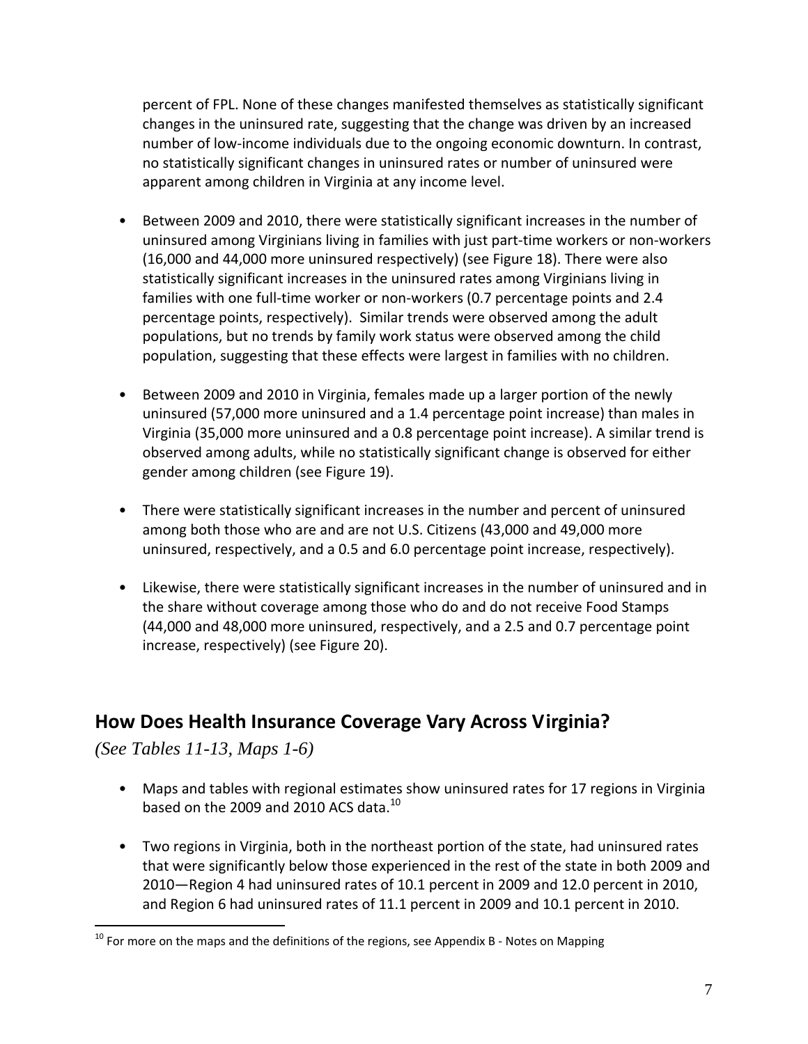percent of FPL. None of these changes manifested themselves as statistically significant changes in the uninsured rate, suggesting that the change was driven by an increased number of low-income individuals due to the ongoing economic downturn. In contrast, no statistically significant changes in uninsured rates or number of uninsured were apparent among children in Virginia at any income level.

- Between 2009 and 2010, there were statistically significant increases in the number of uninsured among Virginians living in families with just part-time workers or non-workers (16,000 and 44,000 more uninsured respectively) (see Figure 18). There were also statistically significant increases in the uninsured rates among Virginians living in families with one full-time worker or non-workers (0.7 percentage points and 2.4 percentage points, respectively). Similar trends were observed among the adult populations, but no trends by family work status were observed among the child population, suggesting that these effects were largest in families with no children.

- Between 2009 and 2010 in Virginia, females made up a larger portion of the newly uninsured (57,000 more uninsured and a 1.4 percentage point increase) than males in Virginia (35,000 more uninsured and a 0.8 percentage point increase). A similar trend is observed among adults, while no statistically significant change is observed for either gender among children (see Figure 19).

- There were statistically significant increases in the number and percent of uninsured among both those who are and are not U.S. Citizens (43,000 and 49,000 more uninsured, respectively, and a 0.5 and 6.0 percentage point increase, respectively).

- Likewise, there were statistically significant increases in the number of uninsured and in the share without coverage among those who do and do not receive Food Stamps (44,000 and 48,000 more uninsured, respectively, and a 2.5 and 0.7 percentage point increase, respectively) (see Figure 20).

## How Does Health Insurance Coverage Vary Across Virginia?

*(See Tables 11-13, Maps 1-6)*

- Maps and tables with regional estimates show uninsured rates for 17 regions in Virginia based on the 2009 and 2010 ACS data.[10]

- Two regions in Virginia, both in the northeast portion of the state, had uninsured rates that were significantly below those experienced in the rest of the state in both 2009 and 2010—Region 4 had uninsured rates of 10.1 percent in 2009 and 12.0 percent in 2010, and Region 6 had uninsured rates of 11.1 percent in 2009 and 10.1 percent in 2010.

[10] For more on the maps and the definitions of the regions, see Appendix B - Notes on Mapping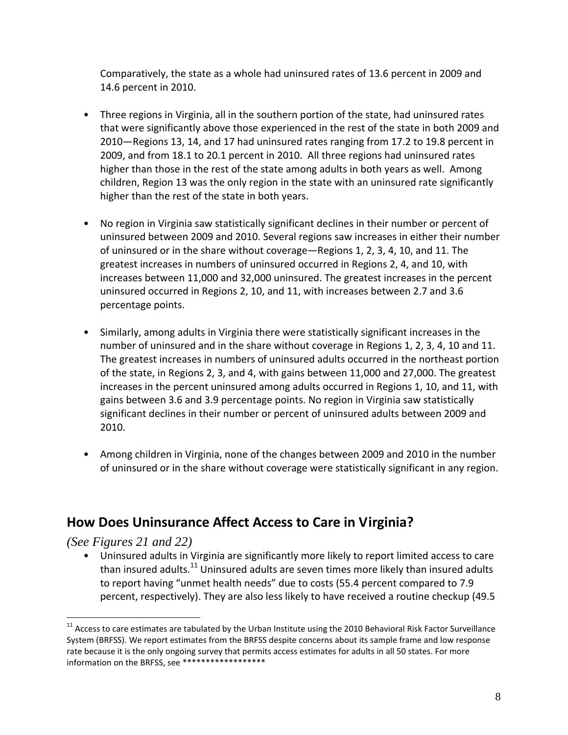Comparatively, the state as a whole had uninsured rates of 13.6 percent in 2009 and 14.6 percent in 2010.

- Three regions in Virginia, all in the southern portion of the state, had uninsured rates that were significantly above those experienced in the rest of the state in both 2009 and 2010—Regions 13, 14, and 17 had uninsured rates ranging from 17.2 to 19.8 percent in 2009, and from 18.1 to 20.1 percent in 2010. All three regions had uninsured rates higher than those in the rest of the state among adults in both years as well. Among children, Region 13 was the only region in the state with an uninsured rate significantly higher than the rest of the state in both years.

- No region in Virginia saw statistically significant declines in their number or percent of uninsured between 2009 and 2010. Several regions saw increases in either their number of uninsured or in the share without coverage—Regions 1, 2, 3, 4, 10, and 11. The greatest increases in numbers of uninsured occurred in Regions 2, 4, and 10, with increases between 11,000 and 32,000 uninsured. The greatest increases in the percent uninsured occurred in Regions 2, 10, and 11, with increases between 2.7 and 3.6 percentage points.

- Similarly, among adults in Virginia there were statistically significant increases in the number of uninsured and in the share without coverage in Regions 1, 2, 3, 4, 10 and 11. The greatest increases in numbers of uninsured adults occurred in the northeast portion of the state, in Regions 2, 3, and 4, with gains between 11,000 and 27,000. The greatest increases in the percent uninsured among adults occurred in Regions 1, 10, and 11, with gains between 3.6 and 3.9 percentage points. No region in Virginia saw statistically significant declines in their number or percent of uninsured adults between 2009 and 2010.

- Among children in Virginia, none of the changes between 2009 and 2010 in the number of uninsured or in the share without coverage were statistically significant in any region.

## How Does Uninsurance Affect Access to Care in Virginia?

*(See Figures 21 and 22)*

- Uninsured adults in Virginia are significantly more likely to report limited access to care than insured adults.[11] Uninsured adults are seven times more likely than insured adults to report having "unmet health needs" due to costs (55.4 percent compared to 7.9 percent, respectively). They are also less likely to have received a routine checkup (49.5

[11] Access to care estimates are tabulated by the Urban Institute using the 2010 Behavioral Risk Factor Surveillance System (BRFSS). We report estimates from the BRFSS despite concerns about its sample frame and low response rate because it is the only ongoing survey that permits access estimates for adults in all 50 states. For more information on the BRFSS, see ******************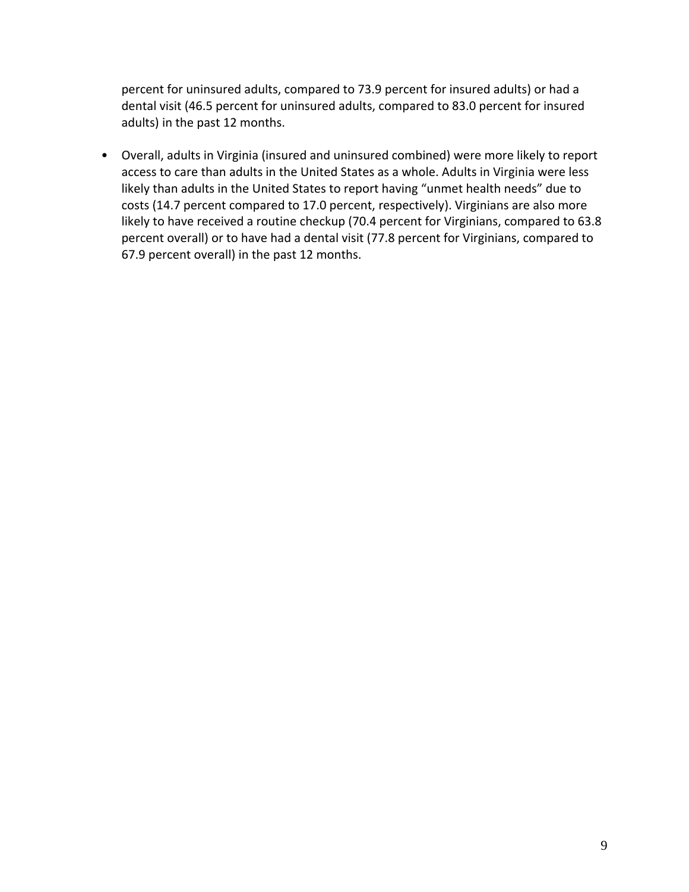percent for uninsured adults, compared to 73.9 percent for insured adults) or had a dental visit (46.5 percent for uninsured adults, compared to 83.0 percent for insured adults) in the past 12 months.

- Overall, adults in Virginia (insured and uninsured combined) were more likely to report access to care than adults in the United States as a whole. Adults in Virginia were less likely than adults in the United States to report having "unmet health needs" due to costs (14.7 percent compared to 17.0 percent, respectively). Virginians are also more likely to have received a routine checkup (70.4 percent for Virginians, compared to 63.8 percent overall) or to have had a dental visit (77.8 percent for Virginians, compared to 67.9 percent overall) in the past 12 months.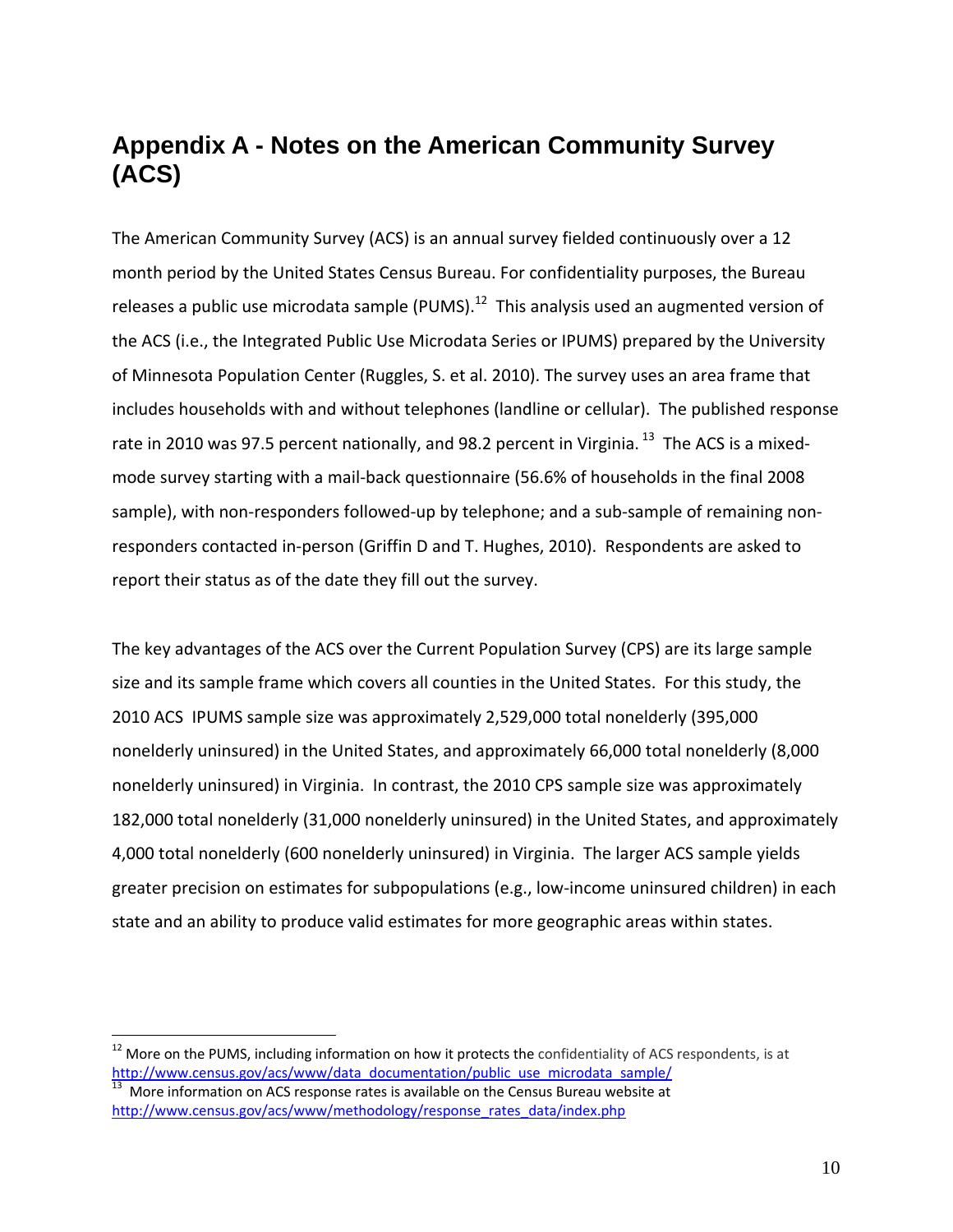# Appendix A - Notes on the American Community Survey (ACS)

The American Community Survey (ACS) is an annual survey fielded continuously over a 12 month period by the United States Census Bureau. For confidentiality purposes, the Bureau releases a public use microdata sample (PUMS).[12] This analysis used an augmented version of the ACS (i.e., the Integrated Public Use Microdata Series or IPUMS) prepared by the University of Minnesota Population Center (Ruggles, S. et al. 2010). The survey uses an area frame that includes households with and without telephones (landline or cellular). The published response rate in 2010 was 97.5 percent nationally, and 98.2 percent in Virginia.[13] The ACS is a mixed-mode survey starting with a mail-back questionnaire (56.6% of households in the final 2008 sample), with non-responders followed-up by telephone; and a sub-sample of remaining non-responders contacted in-person (Griffin D and T. Hughes, 2010). Respondents are asked to report their status as of the date they fill out the survey.

The key advantages of the ACS over the Current Population Survey (CPS) are its large sample size and its sample frame which covers all counties in the United States. For this study, the 2010 ACS IPUMS sample size was approximately 2,529,000 total nonelderly (395,000 nonelderly uninsured) in the United States, and approximately 66,000 total nonelderly (8,000 nonelderly uninsured) in Virginia. In contrast, the 2010 CPS sample size was approximately 182,000 total nonelderly (31,000 nonelderly uninsured) in the United States, and approximately 4,000 total nonelderly (600 nonelderly uninsured) in Virginia. The larger ACS sample yields greater precision on estimates for subpopulations (e.g., low-income uninsured children) in each state and an ability to produce valid estimates for more geographic areas within states.

---

[12] More on the PUMS, including information on how it protects the confidentiality of ACS respondents, is at http://www.census.gov/acs/www/data_documentation/public_use_microdata_sample/

[13] More information on ACS response rates is available on the Census Bureau website at http://www.census.gov/acs/www/methodology/response_rates_data/index.php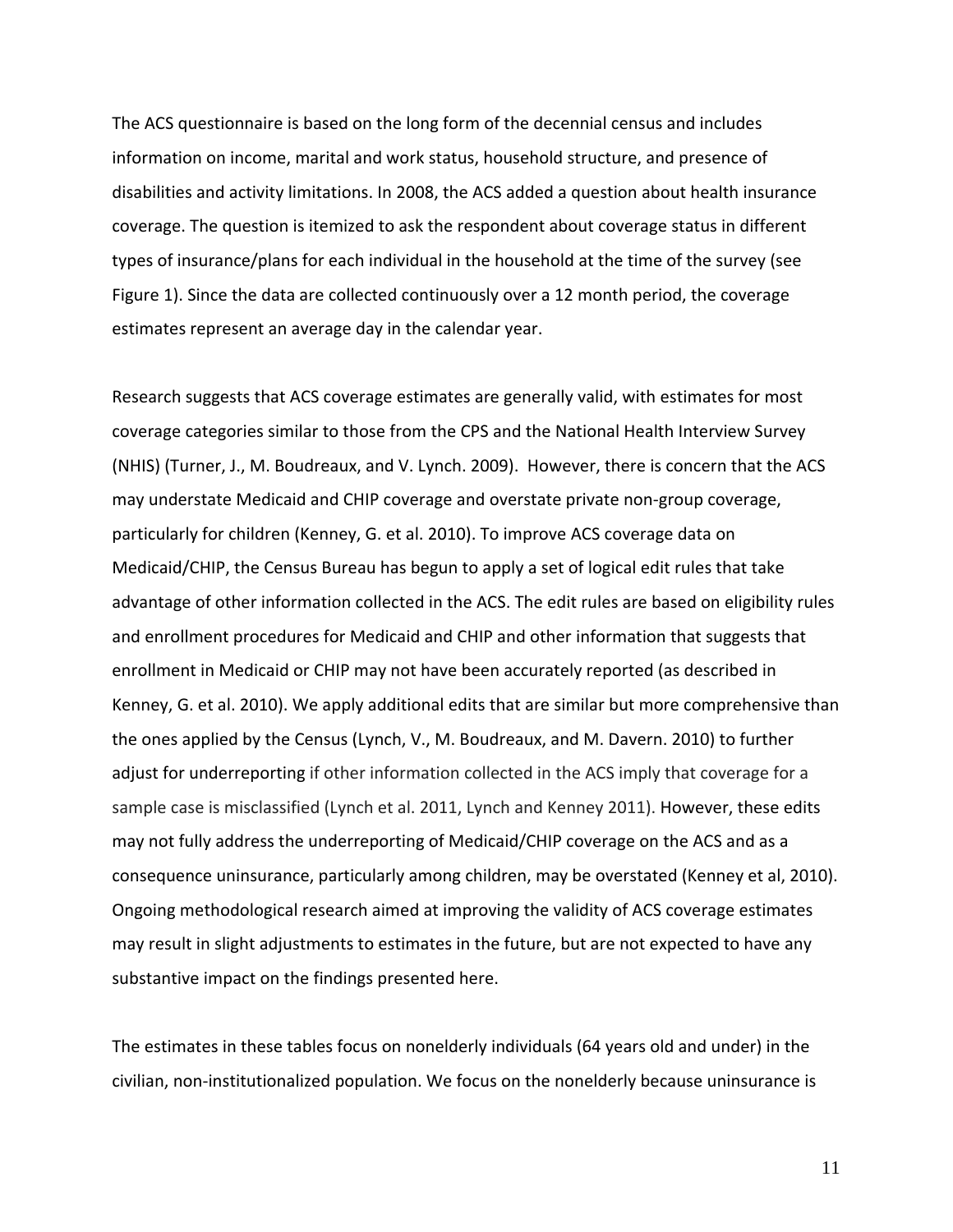The ACS questionnaire is based on the long form of the decennial census and includes information on income, marital and work status, household structure, and presence of disabilities and activity limitations. In 2008, the ACS added a question about health insurance coverage. The question is itemized to ask the respondent about coverage status in different types of insurance/plans for each individual in the household at the time of the survey (see Figure 1). Since the data are collected continuously over a 12 month period, the coverage estimates represent an average day in the calendar year.

Research suggests that ACS coverage estimates are generally valid, with estimates for most coverage categories similar to those from the CPS and the National Health Interview Survey (NHIS) (Turner, J., M. Boudreaux, and V. Lynch. 2009). However, there is concern that the ACS may understate Medicaid and CHIP coverage and overstate private non-group coverage, particularly for children (Kenney, G. et al. 2010). To improve ACS coverage data on Medicaid/CHIP, the Census Bureau has begun to apply a set of logical edit rules that take advantage of other information collected in the ACS. The edit rules are based on eligibility rules and enrollment procedures for Medicaid and CHIP and other information that suggests that enrollment in Medicaid or CHIP may not have been accurately reported (as described in Kenney, G. et al. 2010). We apply additional edits that are similar but more comprehensive than the ones applied by the Census (Lynch, V., M. Boudreaux, and M. Davern. 2010) to further adjust for underreporting if other information collected in the ACS imply that coverage for a sample case is misclassified (Lynch et al. 2011, Lynch and Kenney 2011). However, these edits may not fully address the underreporting of Medicaid/CHIP coverage on the ACS and as a consequence uninsurance, particularly among children, may be overstated (Kenney et al, 2010). Ongoing methodological research aimed at improving the validity of ACS coverage estimates may result in slight adjustments to estimates in the future, but are not expected to have any substantive impact on the findings presented here.

The estimates in these tables focus on nonelderly individuals (64 years old and under) in the civilian, non-institutionalized population. We focus on the nonelderly because uninsurance is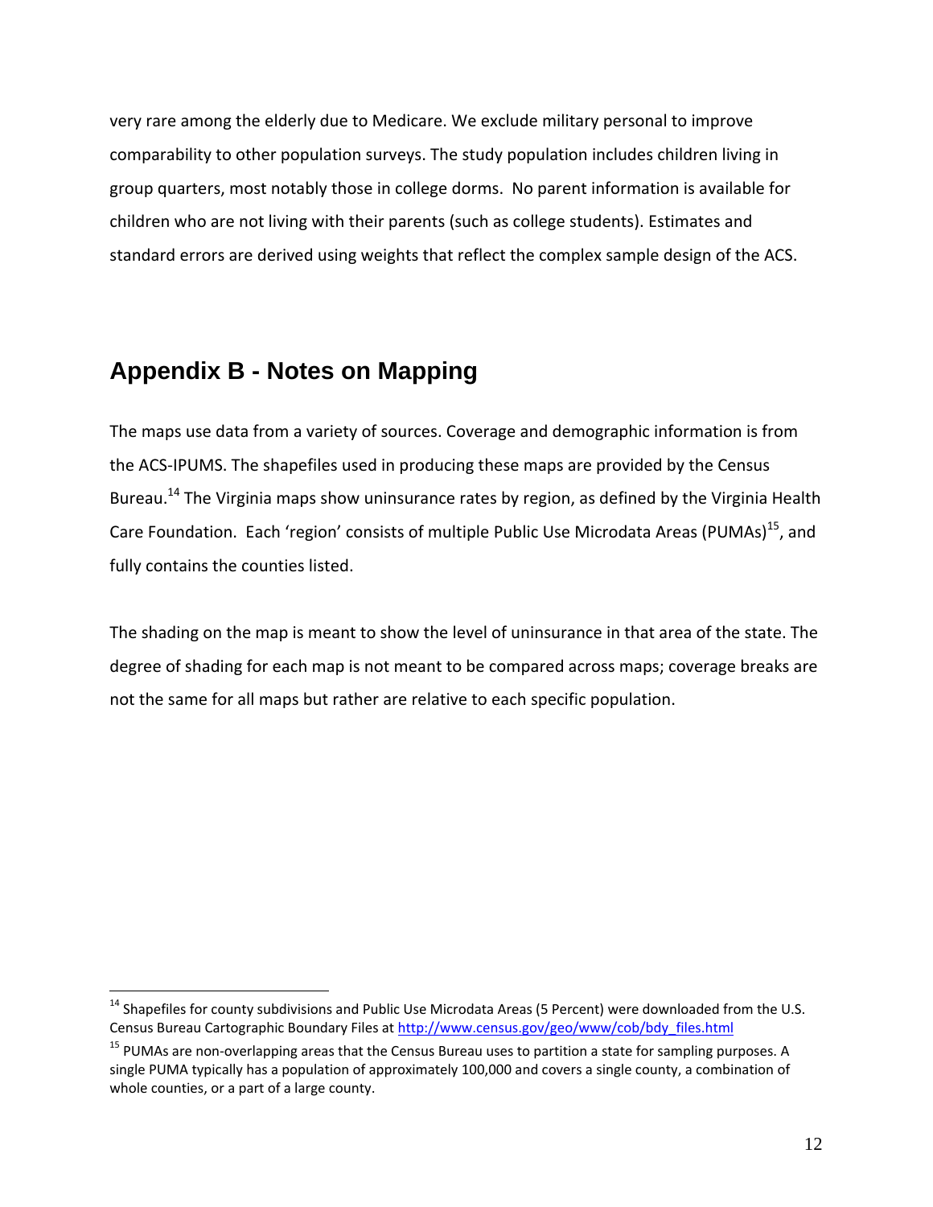very rare among the elderly due to Medicare. We exclude military personal to improve comparability to other population surveys. The study population includes children living in group quarters, most notably those in college dorms. No parent information is available for children who are not living with their parents (such as college students). Estimates and standard errors are derived using weights that reflect the complex sample design of the ACS.

## Appendix B - Notes on Mapping

The maps use data from a variety of sources. Coverage and demographic information is from the ACS-IPUMS. The shapefiles used in producing these maps are provided by the Census Bureau.[14] The Virginia maps show uninsurance rates by region, as defined by the Virginia Health Care Foundation. Each 'region' consists of multiple Public Use Microdata Areas (PUMAs)[15], and fully contains the counties listed.

The shading on the map is meant to show the level of uninsurance in that area of the state. The degree of shading for each map is not meant to be compared across maps; coverage breaks are not the same for all maps but rather are relative to each specific population.

---

[14] Shapefiles for county subdivisions and Public Use Microdata Areas (5 Percent) were downloaded from the U.S. Census Bureau Cartographic Boundary Files at http://www.census.gov/geo/www/cob/bdy_files.html

[15] PUMAs are non-overlapping areas that the Census Bureau uses to partition a state for sampling purposes. A single PUMA typically has a population of approximately 100,000 and covers a single county, a combination of whole counties, or a part of a large county.